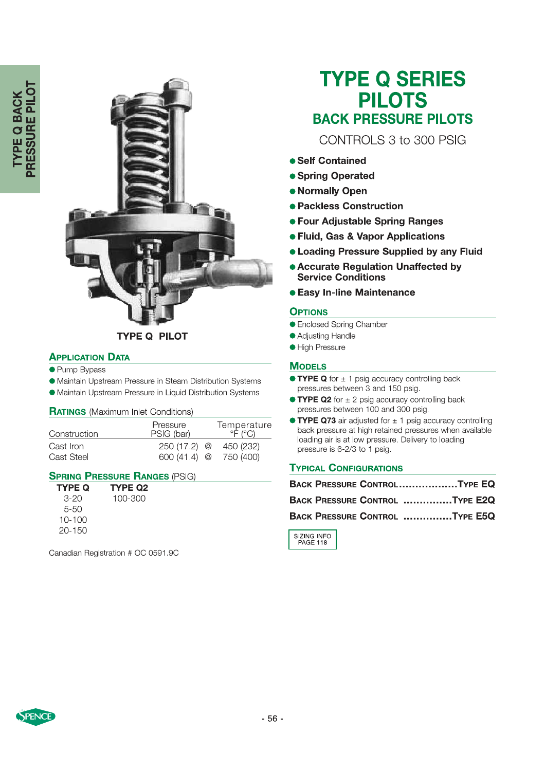# TYPE Q SERIES PILOTS

## BACK PRESSURE PILOTS

CONTROLS 3 to 300 PSIG

- **Self Contained**
- **Spring Operated**
- **Normally Open**
- **Packless Construction**
- **Four Adjustable Spring Ranges**
- **Fluid, Gas & Vapor Applications**
- **Loading Pressure Supplied by any Fluid**
- **Accurate Regulation Unaffected by Service Conditions**
- **Easy In-line Maintenance**

### OPTIONS

- Enclosed Spring Chamber
- Adjusting Handle
- High Pressure

### MODELS

- **TYPE Q** for ± 1 psig accuracy controlling back pressures between 3 and 150 psig.
- **TYPE Q2** for ± 2 psig accuracy controlling back pressures between 100 and 300 psig.
- **TYPE Q73** air adjusted for ± 1 psig accuracy controlling back pressure at high retained pressures when available loading air is at low pressure. Delivery to loading pressure is 6-2/3 to 1 psig.

### TYPICAL CONFIGURATIONS

BACK PRESSURE CONTROL..................TYPE EQ

BACK PRESSURE CONTROL ...............TYPE E2Q

BACK PRESSURE CONTROL ...............TYPE E5Q

SIZING INFO PAGE 118

TYPE Q PILOT

### APPLICATION DATA

- Pump Bypass
- Maintain Upstream Pressure in Steam Distribution Systems
- Maintain Upstream Pressure in Liquid Distribution Systems

### RATINGS (Maximum Inlet Conditions)

| Construction | Pressure PSIG (bar) | | Temperature °F (°C) |
|---|---|---|---|
| Cast Iron | 250 (17.2) | @ | 450 (232) |
| Cast Steel | 600 (41.4) | @ | 750 (400) |

### SPRING PRESSURE RANGES (PSIG)

| TYPE Q | TYPE Q2 |
|---|---|
| 3-20 | 100-300 |
| 5-50 | |
| 10-100 | |
| 20-150 | |

Canadian Registration # OC 0591.9C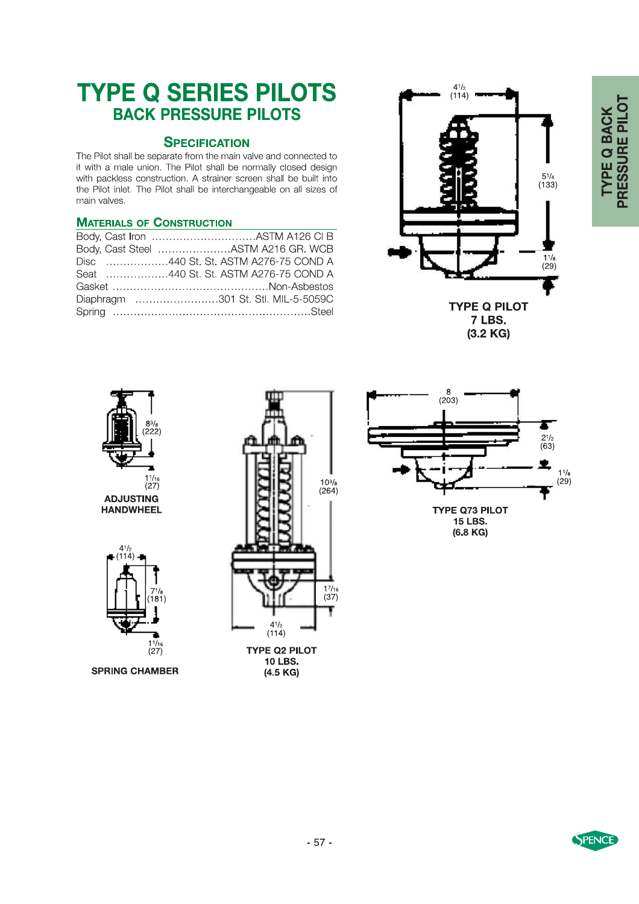# TYPE Q SERIES PILOTS

## BACK PRESSURE PILOTS

### SPECIFICATION

The Pilot shall be separate from the main valve and connected to it with a male union. The Pilot shall be normally closed design with packless construction. A strainer screen shall be built into the Pilot inlet. The Pilot shall be interchangeable on all sizes of main valves.

### MATERIALS OF CONSTRUCTION

| | |
|---|---|
| Body, Cast Iron | ASTM A126 Cl B |
| Body, Cast Steel | ASTM A216 GR. WCB |
| Disc | 440 St. St. ASTM A276-75 COND A |
| Seat | 440 St. St. ASTM A276-75 COND A |
| Gasket | Non-Asbestos |
| Diaphragm | 301 St. Stl. MIL-5-5059C |
| Spring | Steel |

4½ (114)

5¼ (133)

1⅛ (29)

**TYPE Q PILOT**
**7 LBS.**
**(3.2 KG)**

8⅜ (222)

1¹⁄₁₆ (27)

**ADJUSTING HANDWHEEL**

10⅜ (264)

1⁷⁄₁₆ (37)

4½ (114)

**TYPE Q2 PILOT**
**10 LBS.**
**(4.5 KG)**

8 (203)

2½ (63)

1⅛ (29)

**TYPE Q73 PILOT**
**15 LBS.**
**(6.8 KG)**

4½ (114)

7⅛ (181)

1¹⁄₁₆ (27)

**SPRING CHAMBER**